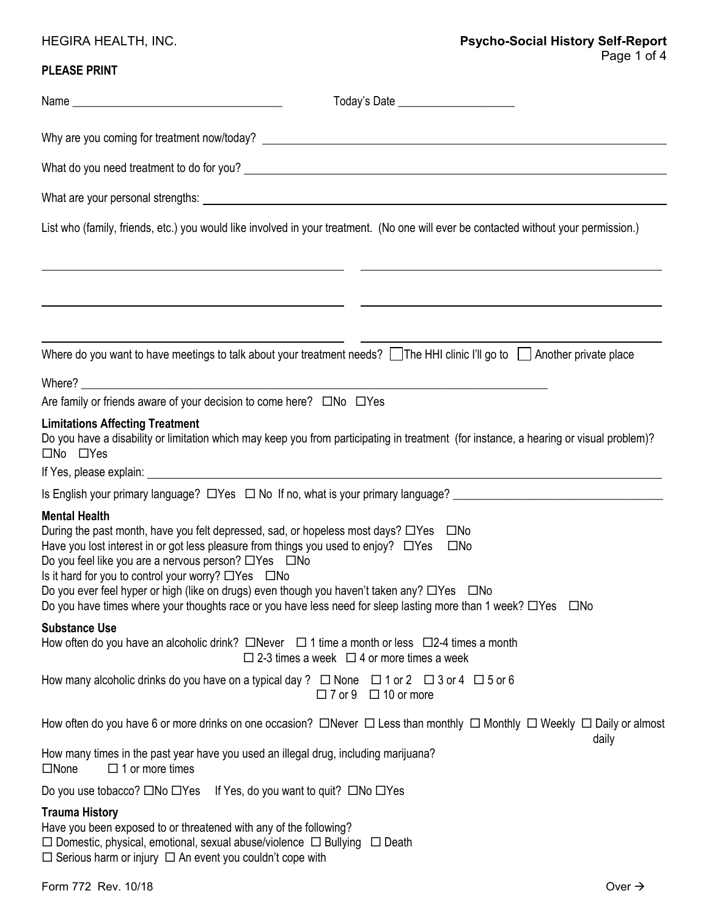HEGIRA HEALTH, INC.

**Psycho-Social History Self-Report**

**PLEASE PRINT**

Name ___________________________________ Today's Date ____________________

Why are you coming for treatment now/today? ________________________________________________

What do you need treatment to do for you? ________________________________________________

What are your personal strengths: ________________________________________________

List who (family, friends, etc.) you would like involved in your treatment. (No one will ever be contacted without your permission.)

______________________________ ______________________________

______________________________ ______________________________

______________________________ ______________________________

Where do you want to have meetings to talk about your treatment needs? ☐ The HHI clinic I'll go to ☐ Another private place

Where? ________________________________________________________________________

Are family or friends aware of your decision to come here? ☐No ☐Yes

**Limitations Affecting Treatment**

Do you have a disability or limitation which may keep you from participating in treatment (for instance, a hearing or visual problem)?
☐No ☐Yes

If Yes, please explain: ________________________________________________

Is English your primary language? ☐Yes ☐ No If no, what is your primary language? ____________________

**Mental Health**

During the past month, have you felt depressed, sad, or hopeless most days? ☐Yes ☐No
Have you lost interest in or got less pleasure from things you used to enjoy? ☐Yes ☐No
Do you feel like you are a nervous person? ☐Yes ☐No
Is it hard for you to control your worry? ☐Yes ☐No
Do you ever feel hyper or high (like on drugs) even though you haven't taken any? ☐Yes ☐No
Do you have times where your thoughts race or you have less need for sleep lasting more than 1 week? ☐Yes ☐No

**Substance Use**

How often do you have an alcoholic drink? ☐Never ☐ 1 time a month or less ☐2-4 times a month ☐ 2-3 times a week ☐ 4 or more times a week

How many alcoholic drinks do you have on a typical day ? ☐ None ☐ 1 or 2 ☐ 3 or 4 ☐ 5 or 6 ☐ 7 or 9 ☐ 10 or more

How often do you have 6 or more drinks on one occasion? ☐Never ☐ Less than monthly ☐ Monthly ☐ Weekly ☐ Daily or almost daily

How many times in the past year have you used an illegal drug, including marijuana?
☐None ☐ 1 or more times

Do you use tobacco? ☐No ☐Yes If Yes, do you want to quit? ☐No ☐Yes

**Trauma History**

Have you been exposed to or threatened with any of the following?
☐ Domestic, physical, emotional, sexual abuse/violence ☐ Bullying ☐ Death
☐ Serious harm or injury ☐ An event you couldn't cope with

Form 772 Rev. 10/18

Over →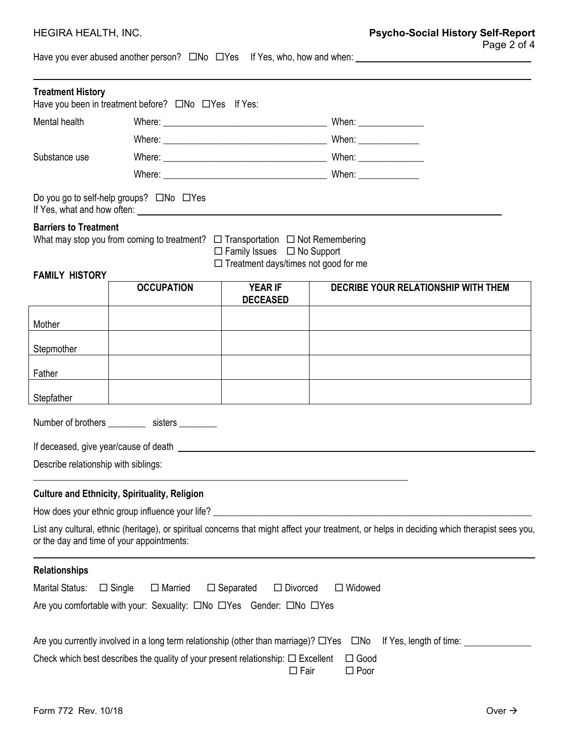Have you ever abused another person? ☐No ☐Yes If Yes, who, how and when: ____________________

____________________

**Treatment History**

Have you been in treatment before? ☐No ☐Yes If Yes:

Mental health Where: ____________________ When: ______________

Where: ____________________ When: ______________

Substance use Where: ____________________ When: ______________

Where: ____________________ When: ______________

Do you go to self-help groups? ☐No ☐Yes

If Yes, what and how often: ____________________

**Barriers to Treatment**

What may stop you from coming to treatment? ☐ Transportation ☐ Not Remembering ☐ Family Issues ☐ No Support ☐ Treatment days/times not good for me

**FAMILY HISTORY**

| | OCCUPATION | YEAR IF DECEASED | DECRIBE YOUR RELATIONSHIP WITH THEM |
|---|---|---|---|
| Mother | | | |
| Stepmother | | | |
| Father | | | |
| Stepfather | | | |

Number of brothers ________ sisters ________

If deceased, give year/cause of death ____________________

Describe relationship with siblings:

____________________

**Culture and Ethnicity, Spirituality, Religion**

How does your ethnic group influence your life? ____________________

List any cultural, ethnic (heritage), or spiritual concerns that might affect your treatment, or helps in deciding which therapist sees you, or the day and time of your appointments:

____________________

**Relationships**

Marital Status: ☐ Single ☐ Married ☐ Separated ☐ Divorced ☐ Widowed

Are you comfortable with your: Sexuality: ☐No ☐Yes Gender: ☐No ☐Yes

Are you currently involved in a long term relationship (other than marriage)? ☐Yes ☐No If Yes, length of time: ______________

Check which best describes the quality of your present relationship: ☐ Excellent ☐ Good ☐ Fair ☐ Poor

Form 772 Rev. 10/18

Over →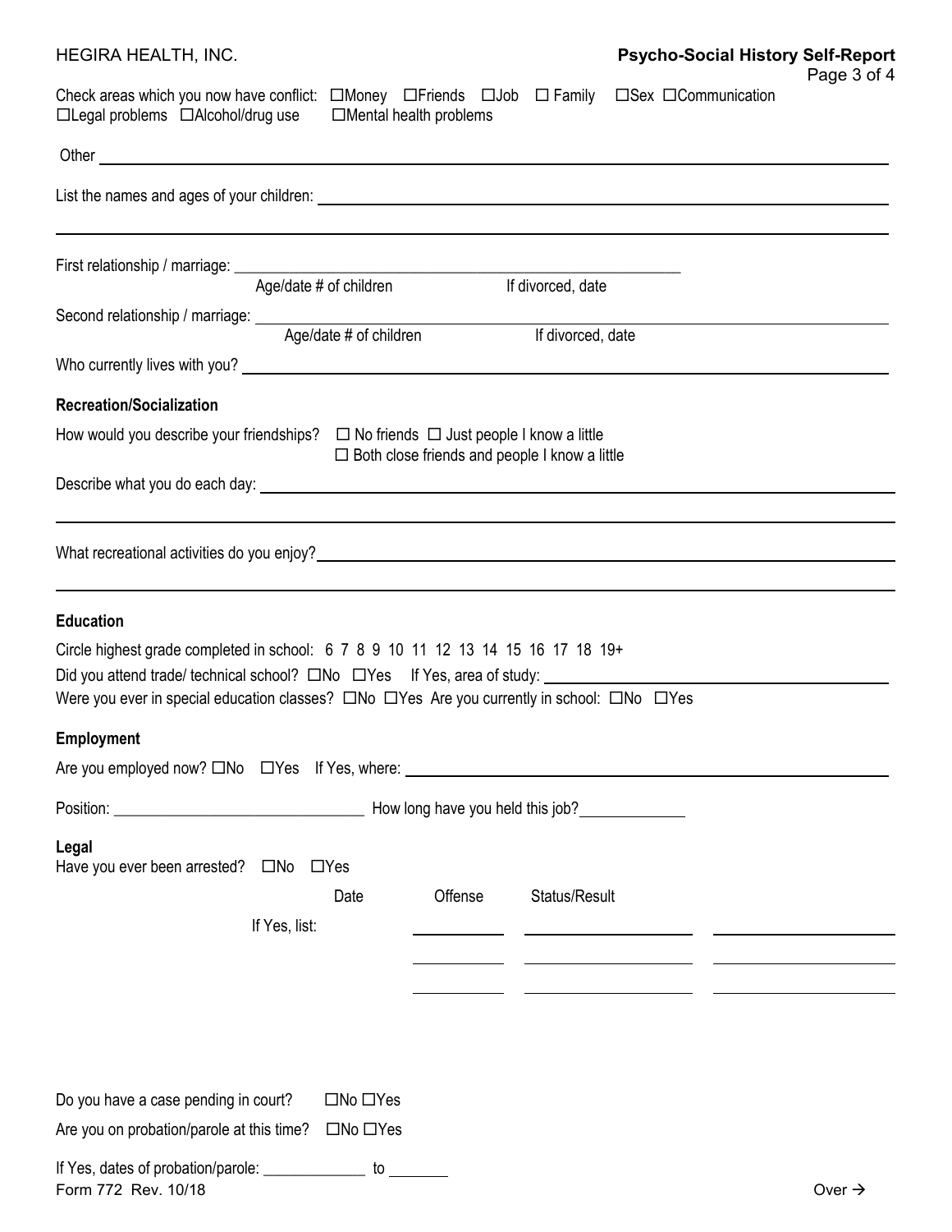Check areas which you now have conflict: ☐Money ☐Friends ☐Job ☐ Family ☐Sex ☐Communication ☐Legal problems ☐Alcohol/drug use ☐Mental health problems

Other ______________________________________________

List the names and ages of your children: ______________________________________________

______________________________________________

First relationship / marriage: ______________________________________________
Age/date # of children — If divorced, date

Second relationship / marriage: ______________________________________________
Age/date # of children — If divorced, date

Who currently lives with you? ______________________________________________

**Recreation/Socialization**

How would you describe your friendships? ☐ No friends ☐ Just people I know a little ☐ Both close friends and people I know a little

Describe what you do each day: ______________________________________________

______________________________________________

What recreational activities do you enjoy? ______________________________________________

______________________________________________

**Education**

Circle highest grade completed in school: 6 7 8 9 10 11 12 13 14 15 16 17 18 19+

Did you attend trade/ technical school? ☐No ☐Yes If Yes, area of study: ______________________

Were you ever in special education classes? ☐No ☐Yes Are you currently in school: ☐No ☐Yes

**Employment**

Are you employed now? ☐No ☐Yes If Yes, where: ______________________________________________

Position: ______________________ How long have you held this job? ____________

**Legal**

Have you ever been arrested? ☐No ☐Yes

If Yes, list:

| Date | Offense | Status/Result |
|---|---|---|
| | | |
| | | |
| | | |

Do you have a case pending in court? ☐No ☐Yes

Are you on probation/parole at this time? ☐No ☐Yes

If Yes, dates of probation/parole: ____________ to _______

Form 772 Rev. 10/18

Over →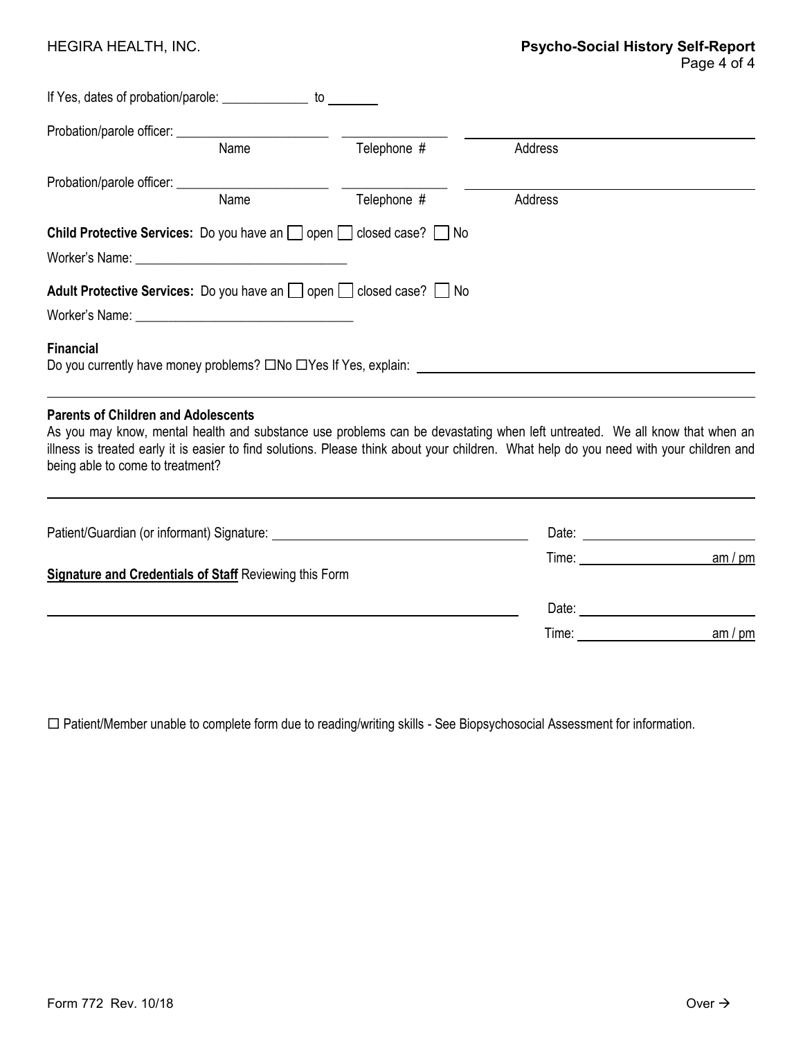If Yes, dates of probation/parole: _____________ to _______

Probation/parole officer: _______________________ _______________ _______________________________________

Name Telephone # Address

Probation/parole officer: _______________________ _______________ _______________________________________

Name Telephone # Address

**Child Protective Services:** Do you have an ☐ open ☐ closed case? ☐ No

Worker's Name: ________________________________

**Adult Protective Services:** Do you have an ☐ open ☐ closed case? ☐ No

Worker's Name: ________________________________

**Financial**

Do you currently have money problems? ☐No ☐Yes If Yes, explain: _______________________________________

_______________________________________________________________________________________________

**Parents of Children and Adolescents**

As you may know, mental health and substance use problems can be devastating when left untreated. We all know that when an illness is treated early it is easier to find solutions. Please think about your children. What help do you need with your children and being able to come to treatment?

_______________________________________________________________________________________________

Patient/Guardian (or informant) Signature: ____________________________________ Date: _______________________

Time: ___________________ am / pm

**Signature and Credentials of Staff** Reviewing this Form

_______________________________________________________________ Date: _______________________

Time: ___________________ am / pm

☐ Patient/Member unable to complete form due to reading/writing skills - See Biopsychosocial Assessment for information.

Form 772 Rev. 10/18

Over →